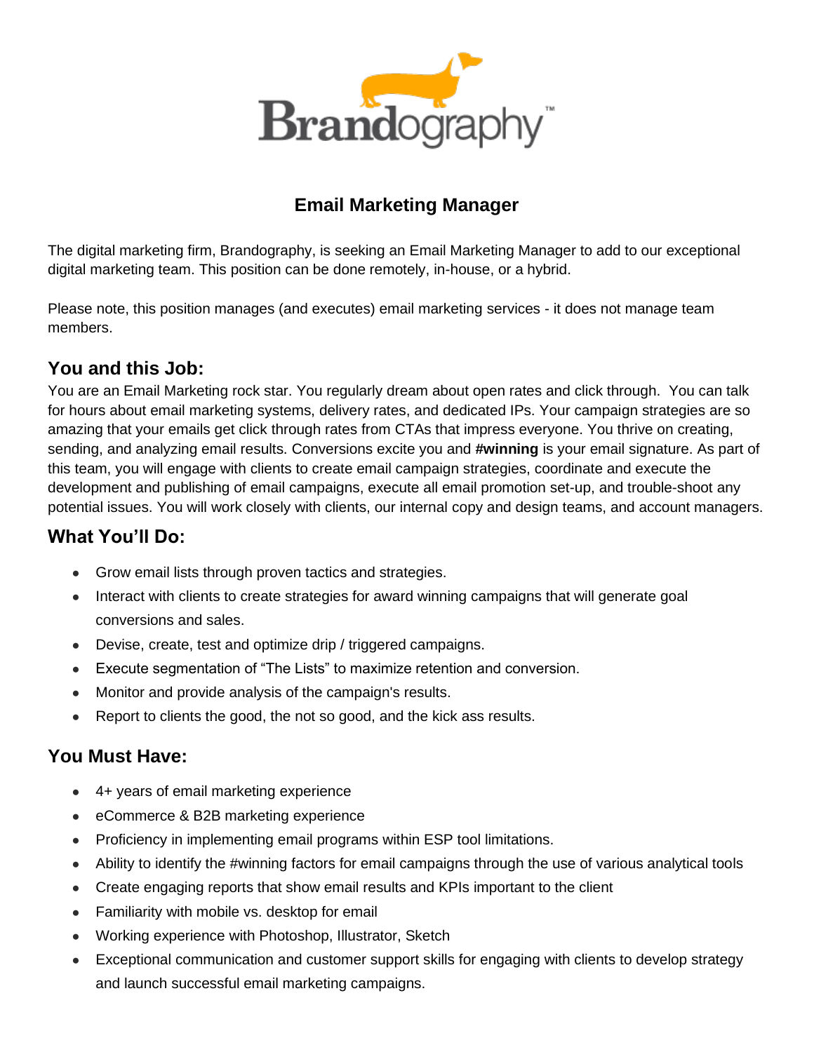Brandography™

# Email Marketing Manager

The digital marketing firm, Brandography, is seeking an Email Marketing Manager to add to our exceptional digital marketing team. This position can be done remotely, in-house, or a hybrid.

Please note, this position manages (and executes) email marketing services - it does not manage team members.

## You and this Job:

You are an Email Marketing rock star. You regularly dream about open rates and click through. You can talk for hours about email marketing systems, delivery rates, and dedicated IPs. Your campaign strategies are so amazing that your emails get click through rates from CTAs that impress everyone. You thrive on creating, sending, and analyzing email results. Conversions excite you and **#winning** is your email signature. As part of this team, you will engage with clients to create email campaign strategies, coordinate and execute the development and publishing of email campaigns, execute all email promotion set-up, and trouble-shoot any potential issues. You will work closely with clients, our internal copy and design teams, and account managers.

## What You'll Do:

- Grow email lists through proven tactics and strategies.
- Interact with clients to create strategies for award winning campaigns that will generate goal conversions and sales.
- Devise, create, test and optimize drip / triggered campaigns.
- Execute segmentation of "The Lists" to maximize retention and conversion.
- Monitor and provide analysis of the campaign's results.
- Report to clients the good, the not so good, and the kick ass results.

## You Must Have:

- 4+ years of email marketing experience
- eCommerce & B2B marketing experience
- Proficiency in implementing email programs within ESP tool limitations.
- Ability to identify the #winning factors for email campaigns through the use of various analytical tools
- Create engaging reports that show email results and KPIs important to the client
- Familiarity with mobile vs. desktop for email
- Working experience with Photoshop, Illustrator, Sketch
- Exceptional communication and customer support skills for engaging with clients to develop strategy and launch successful email marketing campaigns.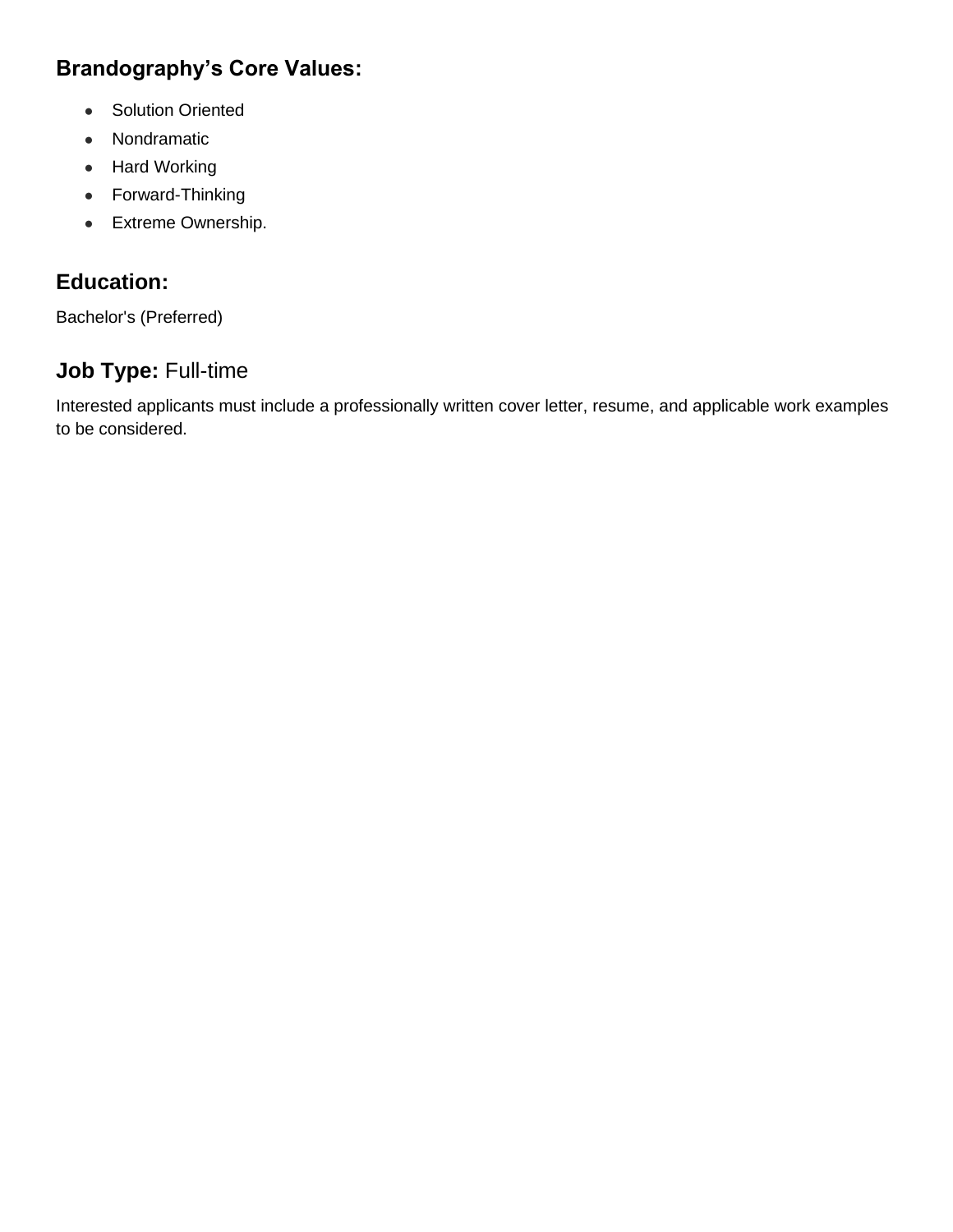## Brandography's Core Values:

- Solution Oriented
- Nondramatic
- Hard Working
- Forward-Thinking
- Extreme Ownership.

## Education:

Bachelor's (Preferred)

## Job Type: Full-time

Interested applicants must include a professionally written cover letter, resume, and applicable work examples to be considered.